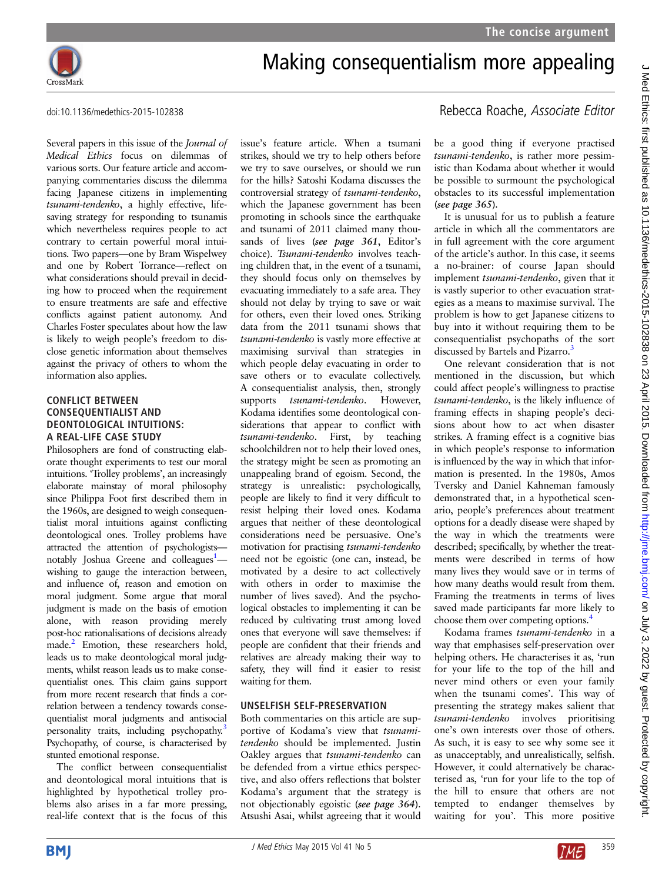The concise argument

# Making consequentialism more appealing

doi:10.1136/medethics-2015-102838

Rebecca Roache, *Associate Editor*

Several papers in this issue of the *Journal of Medical Ethics* focus on dilemmas of various sorts. Our feature article and accompanying commentaries discuss the dilemma facing Japanese citizens in implementing *tsunami-tendenko*, a highly effective, life-saving strategy for responding to tsunamis which nevertheless requires people to act contrary to certain powerful moral intuitions. Two papers—one by Bram Wispelwey and one by Robert Torrance—reflect on what considerations should prevail in deciding how to proceed when the requirement to ensure treatments are safe and effective conflicts against patient autonomy. And Charles Foster speculates about how the law is likely to weigh people's freedom to disclose genetic information about themselves against the privacy of others to whom the information also applies.

## CONFLICT BETWEEN CONSEQUENTIALIST AND DEONTOLOGICAL INTUITIONS: A REAL-LIFE CASE STUDY

Philosophers are fond of constructing elaborate thought experiments to test our moral intuitions. 'Trolley problems', an increasingly elaborate mainstay of moral philosophy since Philippa Foot first described them in the 1960s, are designed to weigh consequentialist moral intuitions against conflicting deontological ones. Trolley problems have attracted the attention of psychologists—notably Joshua Greene and colleagues[1]—wishing to gauge the interaction between, and influence of, reason and emotion on moral judgment. Some argue that moral judgment is made on the basis of emotion alone, with reason providing merely post-hoc rationalisations of decisions already made.[2] Emotion, these researchers hold, leads us to make deontological moral judgments, whilst reason leads us to make consequentialist ones. This claim gains support from more recent research that finds a correlation between a tendency towards consequentialist moral judgments and antisocial personality traits, including psychopathy.[3] Psychopathy, of course, is characterised by stunted emotional response.

The conflict between consequentialist and deontological moral intuitions that is highlighted by hypothetical trolley problems also arises in a far more pressing, real-life context that is the focus of this issue's feature article. When a tsunami strikes, should we try to help others before we try to save ourselves, or should we run for the hills? Satoshi Kodama discusses the controversial strategy of *tsunami-tendenko*, which the Japanese government has been promoting in schools since the earthquake and tsunami of 2011 claimed many thousands of lives (*see page 361*, Editor's choice). *Tsunami-tendenko* involves teaching children that, in the event of a tsunami, they should focus only on themselves by evacuating immediately to a safe area. They should not delay by trying to save or wait for others, even their loved ones. Striking data from the 2011 tsunami shows that *tsunami-tendenko* is vastly more effective at maximising survival than strategies in which people delay evacuating in order to save others or to evaculate collectively. A consequentialist analysis, then, strongly supports *tsunami-tendenko*. However, Kodama identifies some deontological considerations that appear to conflict with *tsunami-tendenko*. First, by teaching schoolchildren not to help their loved ones, the strategy might be seen as promoting an unappealing brand of egoism. Second, the strategy is unrealistic: psychologically, people are likely to find it very difficult to resist helping their loved ones. Kodama argues that neither of these deontological considerations need be persuasive. One's motivation for practising *tsunami-tendenko* need not be egoistic (one can, instead, be motivated by a desire to act collectively with others in order to maximise the number of lives saved). And the psychological obstacles to implementing it can be reduced by cultivating trust among loved ones that everyone will save themselves: if people are confident that their friends and relatives are already making their way to safety, they will find it easier to resist waiting for them.

## UNSELFISH SELF-PRESERVATION

Both commentaries on this article are supportive of Kodama's view that *tsunami-tendenko* should be implemented. Justin Oakley argues that *tsunami-tendenko* can be defended from a virtue ethics perspective, and also offers reflections that bolster Kodama's argument that the strategy is not objectionably egoistic (*see page 364*). Atsushi Asai, whilst agreeing that it would be a good thing if everyone practised *tsunami-tendenko*, is rather more pessimistic than Kodama about whether it would be possible to surmount the psychological obstacles to its successful implementation (*see page 365*).

It is unusual for us to publish a feature article in which all the commentators are in full agreement with the core argument of the article's author. In this case, it seems a no-brainer: of course Japan should implement *tsunami-tendenko*, given that it is vastly superior to other evacuation strategies as a means to maximise survival. The problem is how to get Japanese citizens to buy into it without requiring them to be consequentialist psychopaths of the sort discussed by Bartels and Pizarro.[3]

One relevant consideration that is not mentioned in the discussion, but which could affect people's willingness to practise *tsunami-tendenko*, is the likely influence of framing effects in shaping people's decisions about how to act when disaster strikes. A framing effect is a cognitive bias in which people's response to information is influenced by the way in which that information is presented. In the 1980s, Amos Tversky and Daniel Kahneman famously demonstrated that, in a hypothetical scenario, people's preferences about treatment options for a deadly disease were shaped by the way in which the treatments were described; specifically, by whether the treatments were described in terms of how many lives they would save or in terms of how many deaths would result from them. Framing the treatments in terms of lives saved made participants far more likely to choose them over competing options.[4]

Kodama frames *tsunami-tendenko* in a way that emphasises self-preservation over helping others. He characterises it as, 'run for your life to the top of the hill and never mind others or even your family when the tsunami comes'. This way of presenting the strategy makes salient that *tsunami-tendenko* involves prioritising one's own interests over those of others. As such, it is easy to see why some see it as unacceptably, and unrealistically, selfish. However, it could alternatively be characterised as, 'run for your life to the top of the hill to ensure that others are not tempted to endanger themselves by waiting for you'. This more positive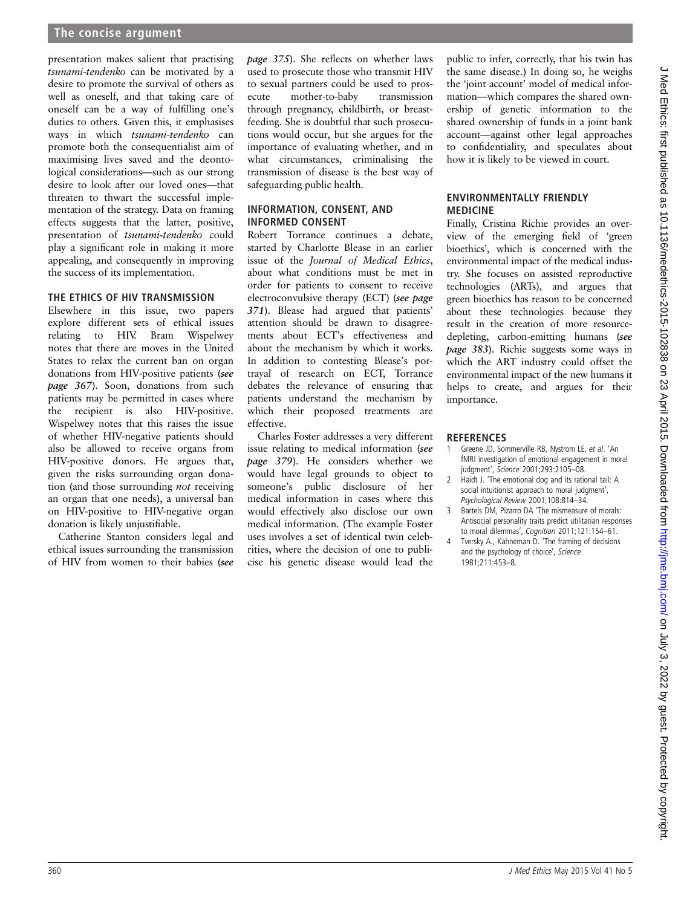presentation makes salient that practising *tsunami-tendenko* can be motivated by a desire to promote the survival of others as well as oneself, and that taking care of oneself can be a way of fulfilling one's duties to others. Given this, it emphasises ways in which *tsunami-tendenko* can promote both the consequentialist aim of maximising lives saved and the deontological considerations—such as our strong desire to look after our loved ones—that threaten to thwart the successful implementation of the strategy. Data on framing effects suggests that the latter, positive, presentation of *tsunami-tendenko* could play a significant role in making it more appealing, and consequently in improving the success of its implementation.

## THE ETHICS OF HIV TRANSMISSION

Elsewhere in this issue, two papers explore different sets of ethical issues relating to HIV. Bram Wispelwey notes that there are moves in the United States to relax the current ban on organ donations from HIV-positive patients (***see page 367***). Soon, donations from such patients may be permitted in cases where the recipient is also HIV-positive. Wispelwey notes that this raises the issue of whether HIV-negative patients should also be allowed to receive organs from HIV-positive donors. He argues that, given the risks surrounding organ donation (and those surrounding *not* receiving an organ that one needs), a universal ban on HIV-positive to HIV-negative organ donation is likely unjustifiable.

Catherine Stanton considers legal and ethical issues surrounding the transmission of HIV from women to their babies (***see page 375***). She reflects on whether laws used to prosecute those who transmit HIV to sexual partners could be used to prosecute mother-to-baby transmission through pregnancy, childbirth, or breastfeeding. She is doubtful that such prosecutions would occur, but she argues for the importance of evaluating whether, and in what circumstances, criminalising the transmission of disease is the best way of safeguarding public health.

## INFORMATION, CONSENT, AND INFORMED CONSENT

Robert Torrance continues a debate, started by Charlotte Blease in an earlier issue of the *Journal of Medical Ethics*, about what conditions must be met in order for patients to consent to receive electroconvulsive therapy (ECT) (***see page 371***). Blease had argued that patients' attention should be drawn to disagreements about ECT's effectiveness and about the mechanism by which it works. In addition to contesting Blease's portrayal of research on ECT, Torrance debates the relevance of ensuring that patients understand the mechanism by which their proposed treatments are effective.

Charles Foster addresses a very different issue relating to medical information (***see page 379***). He considers whether we would have legal grounds to object to someone's public disclosure of her medical information in cases where this would effectively also disclose our own medical information. (The example Foster uses involves a set of identical twin celebrities, where the decision of one to publicise his genetic disease would lead the public to infer, correctly, that his twin has the same disease.) In doing so, he weighs the 'joint account' model of medical information—which compares the shared ownership of genetic information to the shared ownership of funds in a joint bank account—against other legal approaches to confidentiality, and speculates about how it is likely to be viewed in court.

## ENVIRONMENTALLY FRIENDLY MEDICINE

Finally, Cristina Richie provides an overview of the emerging field of 'green bioethics', which is concerned with the environmental impact of the medical industry. She focuses on assisted reproductive technologies (ARTs), and argues that green bioethics has reason to be concerned about these technologies because they result in the creation of more resource-depleting, carbon-emitting humans (***see page 383***). Richie suggests some ways in which the ART industry could offset the environmental impact of the new humans it helps to create, and argues for their importance.

## REFERENCES

1. Greene JD, Sommerville RB, Nystrom LE, *et al*. 'An fMRI investigation of emotional engagement in moral judgment', *Science* 2001;293:2105–08.
2. Haidt J. 'The emotional dog and its rational tail: A social intuitionist approach to moral judgment', *Psychological Review* 2001;108:814–34.
3. Bartels DM, Pizarro DA 'The mismeasure of morals: Antisocial personality traits predict utilitarian responses to moral dilemmas', *Cognition* 2011;121:154–61.
4. Tversky A., Kahneman D. 'The framing of decisions and the psychology of choice', *Science* 1981;211:453–8.